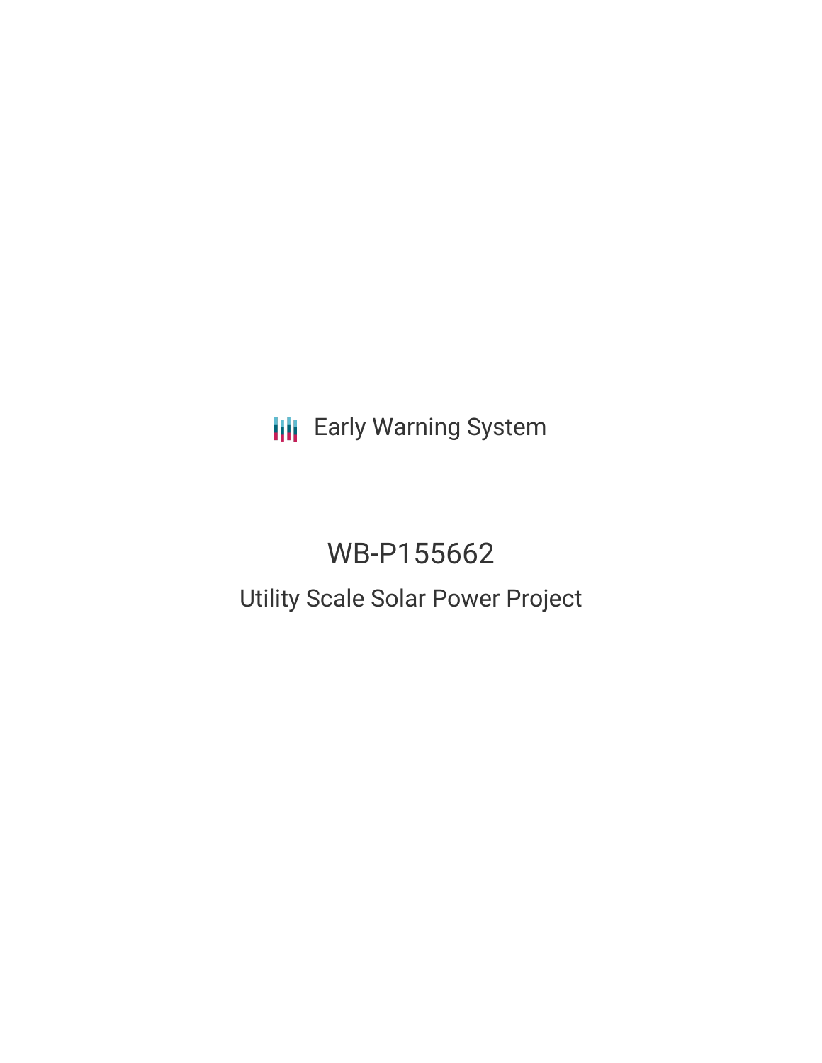Early Warning System

# WB-P155662

## Utility Scale Solar Power Project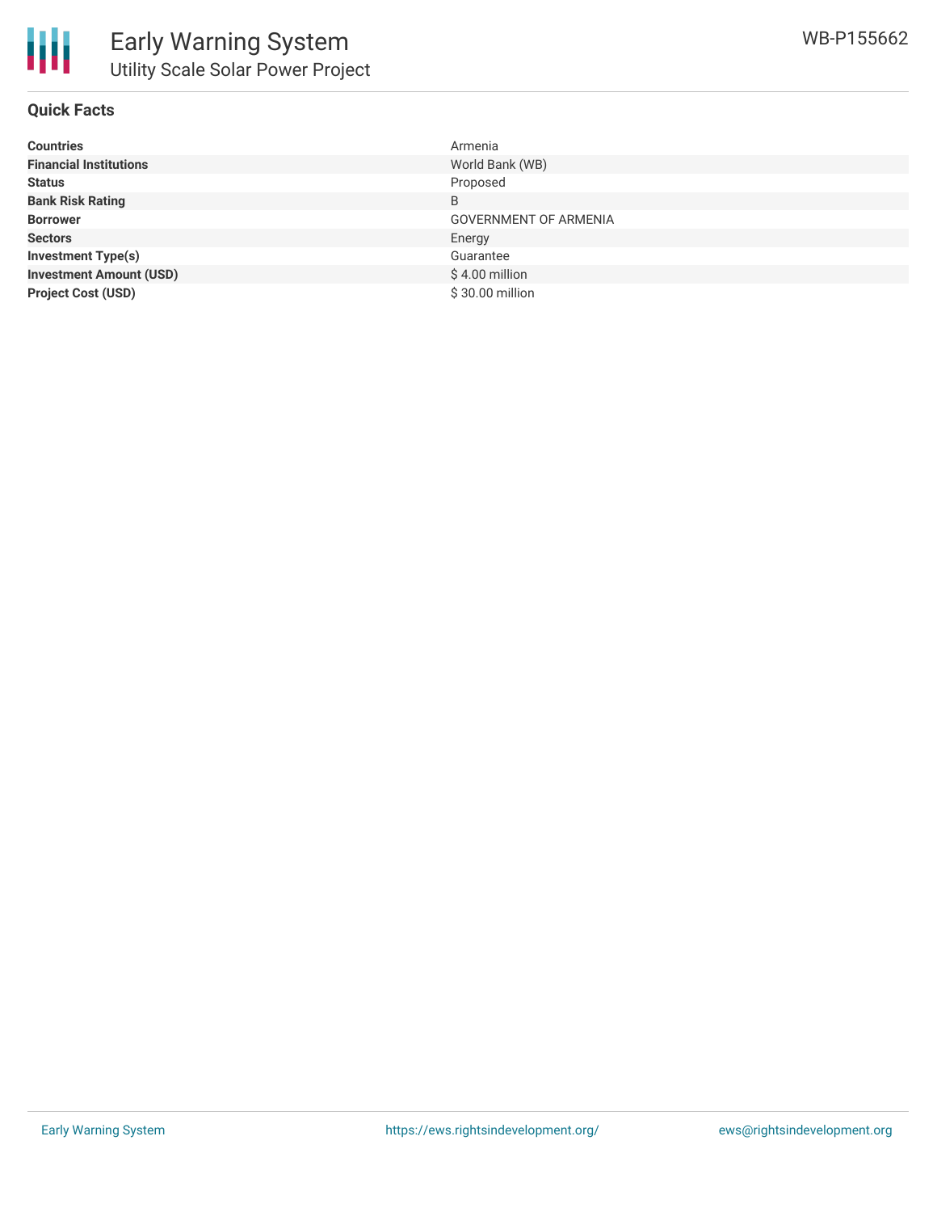## Quick Facts

| | |
|---|---|
| **Countries** | Armenia |
| **Financial Institutions** | World Bank (WB) |
| **Status** | Proposed |
| **Bank Risk Rating** | B |
| **Borrower** | GOVERNMENT OF ARMENIA |
| **Sectors** | Energy |
| **Investment Type(s)** | Guarantee |
| **Investment Amount (USD)** | $ 4.00 million |
| **Project Cost (USD)** | $ 30.00 million |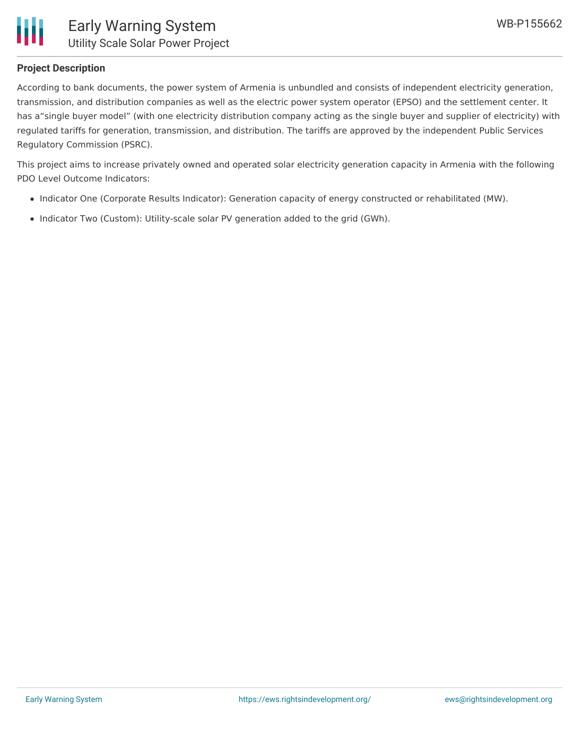## Project Description

According to bank documents, the power system of Armenia is unbundled and consists of independent electricity generation, transmission, and distribution companies as well as the electric power system operator (EPSO) and the settlement center. It has a“single buyer model” (with one electricity distribution company acting as the single buyer and supplier of electricity) with regulated tariffs for generation, transmission, and distribution. The tariffs are approved by the independent Public Services Regulatory Commission (PSRC).

This project aims to increase privately owned and operated solar electricity generation capacity in Armenia with the following PDO Level Outcome Indicators:

- Indicator One (Corporate Results Indicator): Generation capacity of energy constructed or rehabilitated (MW).
- Indicator Two (Custom): Utility-scale solar PV generation added to the grid (GWh).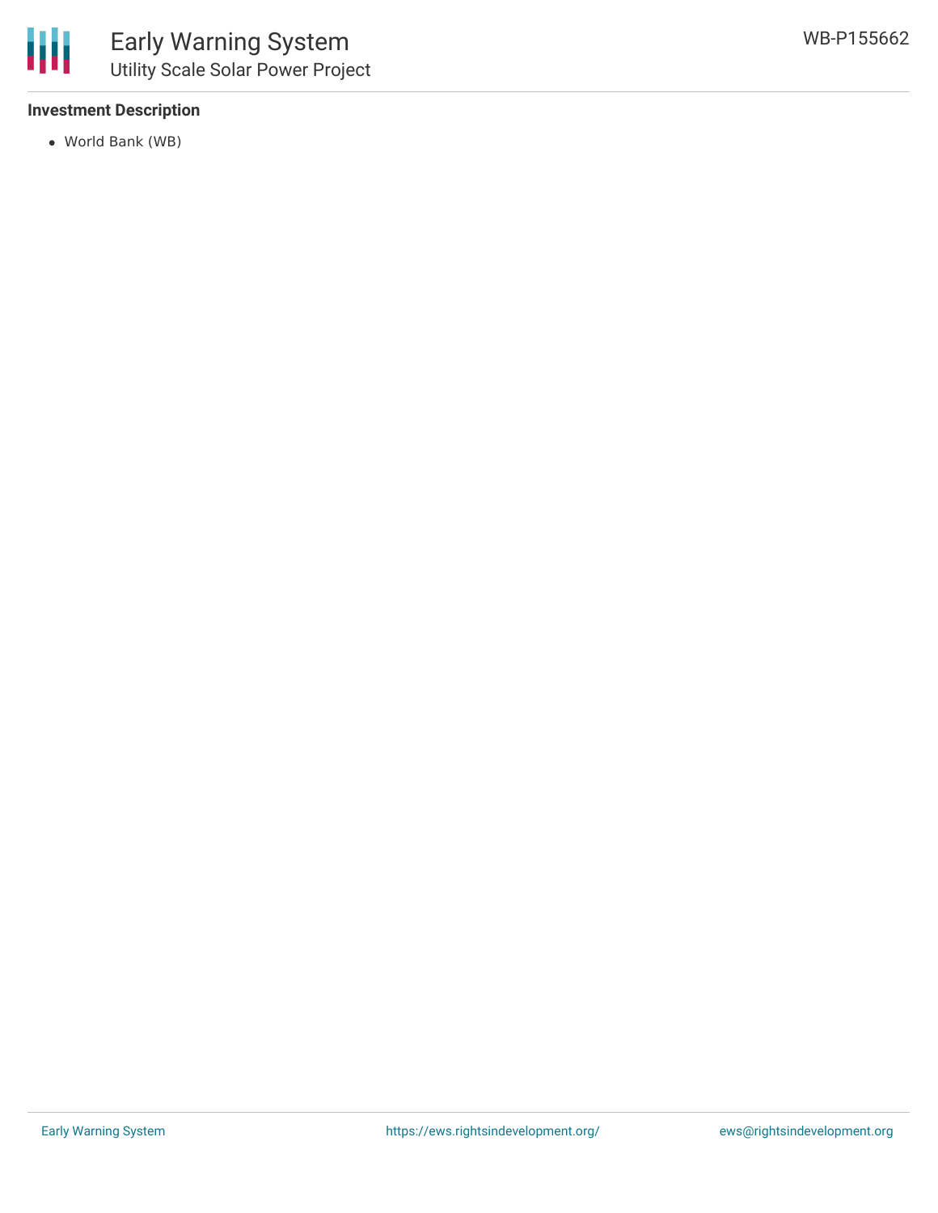**Investment Description**

- World Bank (WB)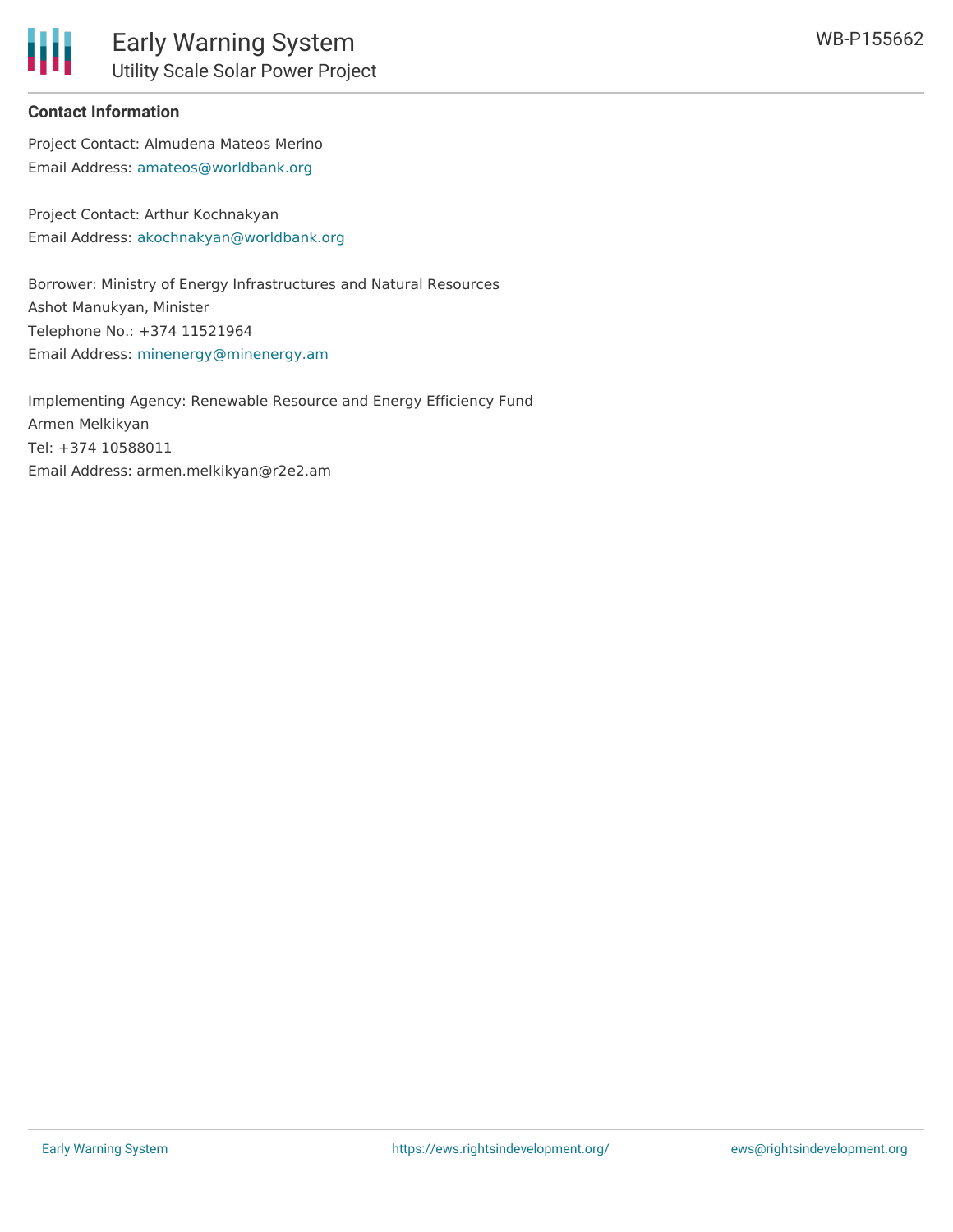**Contact Information**

Project Contact: Almudena Mateos Merino
Email Address: amateos@worldbank.org

Project Contact: Arthur Kochnakyan
Email Address: akochnakyan@worldbank.org

Borrower: Ministry of Energy Infrastructures and Natural Resources
Ashot Manukyan, Minister
Telephone No.: +374 11521964
Email Address: minenergy@minenergy.am

Implementing Agency: Renewable Resource and Energy Efficiency Fund
Armen Melkikyan
Tel: +374 10588011
Email Address: armen.melkikyan@r2e2.am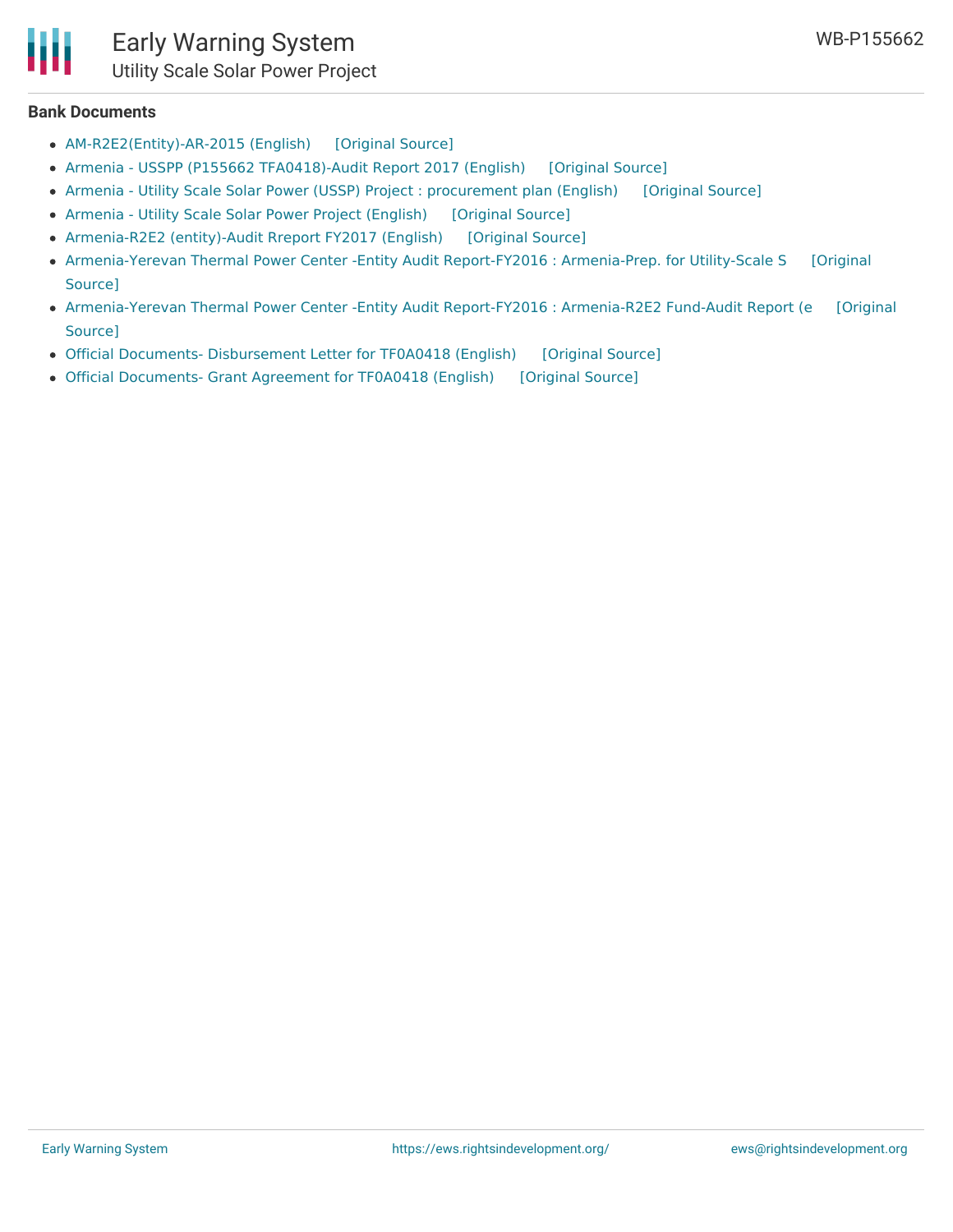**Bank Documents**

- AM-R2E2(Entity)-AR-2015 (English) [Original Source]
- Armenia - USSPP (P155662 TFA0418)-Audit Report 2017 (English) [Original Source]
- Armenia - Utility Scale Solar Power (USSP) Project : procurement plan (English) [Original Source]
- Armenia - Utility Scale Solar Power Project (English) [Original Source]
- Armenia-R2E2 (entity)-Audit Rreport FY2017 (English) [Original Source]
- Armenia-Yerevan Thermal Power Center -Entity Audit Report-FY2016 : Armenia-Prep. for Utility-Scale S [Original Source]
- Armenia-Yerevan Thermal Power Center -Entity Audit Report-FY2016 : Armenia-R2E2 Fund-Audit Report (e [Original Source]
- Official Documents- Disbursement Letter for TF0A0418 (English) [Original Source]
- Official Documents- Grant Agreement for TF0A0418 (English) [Original Source]